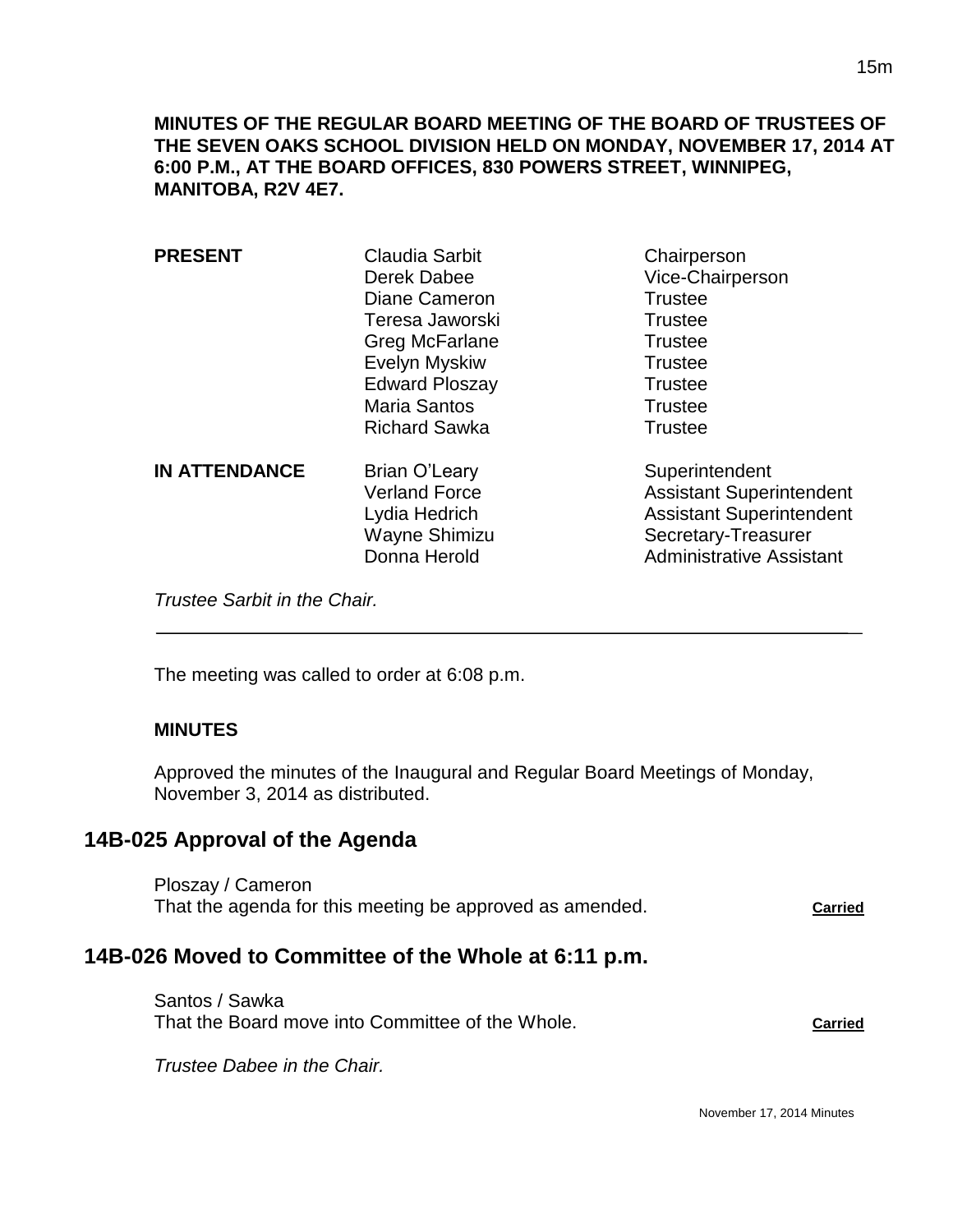**MINUTES OF THE REGULAR BOARD MEETING OF THE BOARD OF TRUSTEES OF THE SEVEN OAKS SCHOOL DIVISION HELD ON MONDAY, NOVEMBER 17, 2014 AT 6:00 P.M., AT THE BOARD OFFICES, 830 POWERS STREET, WINNIPEG, MANITOBA, R2V 4E7.**

| | | |
|---|---|---|
| **PRESENT** | Claudia Sarbit | Chairperson |
| | Derek Dabee | Vice-Chairperson |
| | Diane Cameron | Trustee |
| | Teresa Jaworski | Trustee |
| | Greg McFarlane | Trustee |
| | Evelyn Myskiw | Trustee |
| | Edward Ploszay | Trustee |
| | Maria Santos | Trustee |
| | Richard Sawka | Trustee |
| **IN ATTENDANCE** | Brian O'Leary | Superintendent |
| | Verland Force | Assistant Superintendent |
| | Lydia Hedrich | Assistant Superintendent |
| | Wayne Shimizu | Secretary-Treasurer |
| | Donna Herold | Administrative Assistant |

*Trustee Sarbit in the Chair.*

---

The meeting was called to order at 6:08 p.m.

**MINUTES**

Approved the minutes of the Inaugural and Regular Board Meetings of Monday, November 3, 2014 as distributed.

## 14B-025 Approval of the Agenda

Ploszay / Cameron
That the agenda for this meeting be approved as amended. **Carried**

## 14B-026 Moved to Committee of the Whole at 6:11 p.m.

Santos / Sawka
That the Board move into Committee of the Whole. **Carried**

*Trustee Dabee in the Chair.*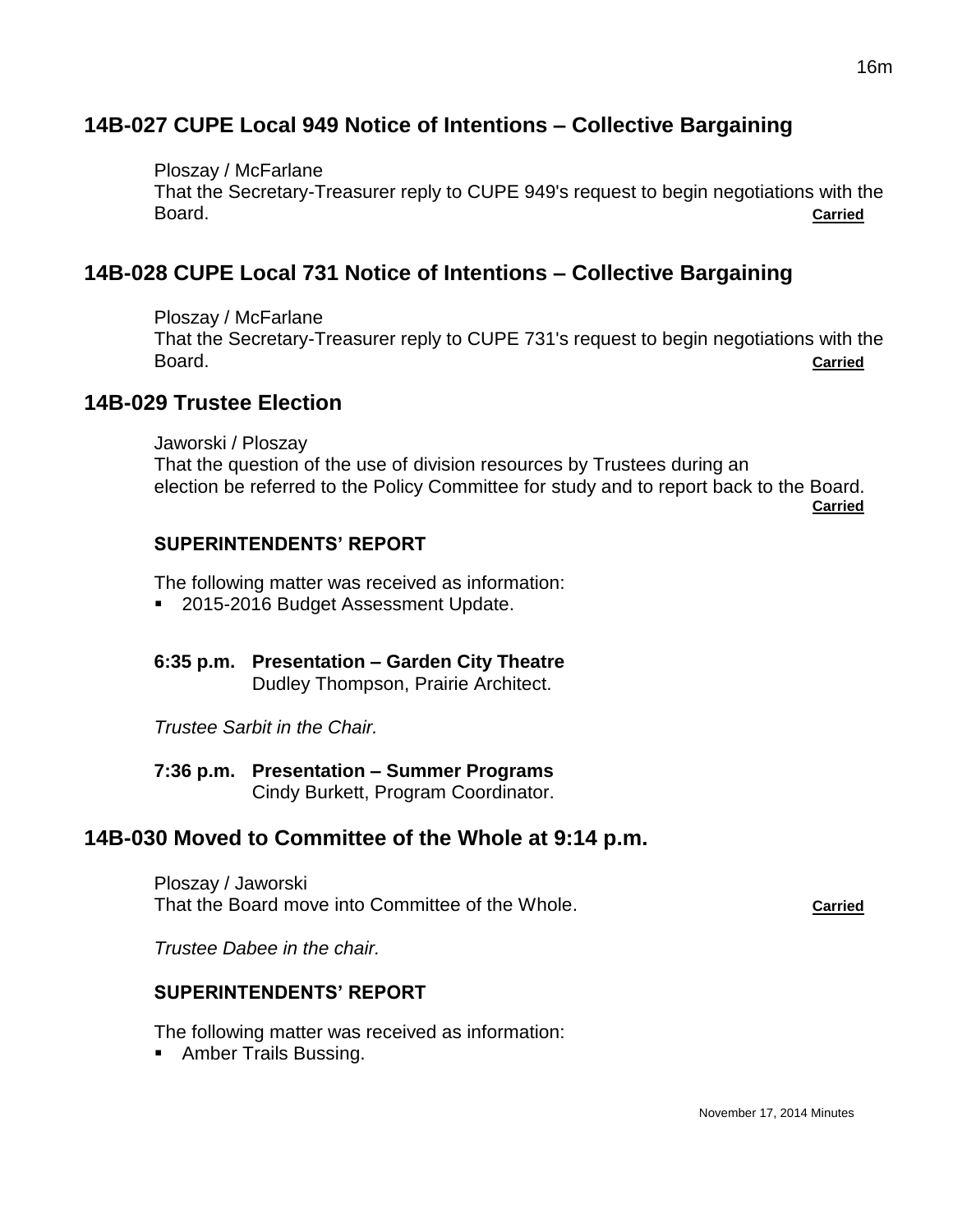## 14B-027 CUPE Local 949 Notice of Intentions – Collective Bargaining

Ploszay / McFarlane
That the Secretary-Treasurer reply to CUPE 949's request to begin negotiations with the Board. **Carried**

## 14B-028 CUPE Local 731 Notice of Intentions – Collective Bargaining

Ploszay / McFarlane
That the Secretary-Treasurer reply to CUPE 731's request to begin negotiations with the Board. **Carried**

## 14B-029 Trustee Election

Jaworski / Ploszay
That the question of the use of division resources by Trustees during an election be referred to the Policy Committee for study and to report back to the Board. **Carried**

### SUPERINTENDENTS' REPORT

The following matter was received as information:

- 2015-2016 Budget Assessment Update.

**6:35 p.m. Presentation – Garden City Theatre**
Dudley Thompson, Prairie Architect.

*Trustee Sarbit in the Chair.*

**7:36 p.m. Presentation – Summer Programs**
Cindy Burkett, Program Coordinator.

## 14B-030 Moved to Committee of the Whole at 9:14 p.m.

Ploszay / Jaworski
That the Board move into Committee of the Whole. **Carried**

*Trustee Dabee in the chair.*

### SUPERINTENDENTS' REPORT

The following matter was received as information:

- Amber Trails Bussing.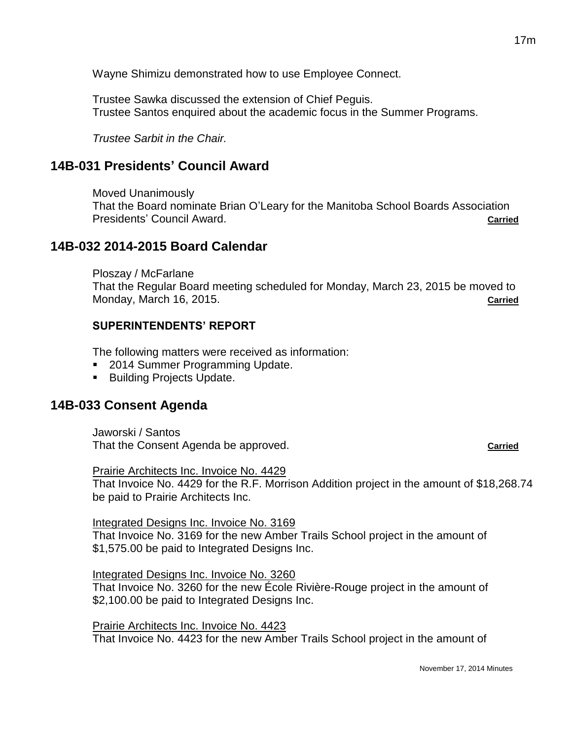Wayne Shimizu demonstrated how to use Employee Connect.

Trustee Sawka discussed the extension of Chief Peguis.
Trustee Santos enquired about the academic focus in the Summer Programs.

*Trustee Sarbit in the Chair.*

## 14B-031 Presidents' Council Award

Moved Unanimously
That the Board nominate Brian O'Leary for the Manitoba School Boards Association Presidents' Council Award. **Carried**

## 14B-032 2014-2015 Board Calendar

Ploszay / McFarlane
That the Regular Board meeting scheduled for Monday, March 23, 2015 be moved to Monday, March 16, 2015. **Carried**

### SUPERINTENDENTS' REPORT

The following matters were received as information:

- 2014 Summer Programming Update.
- Building Projects Update.

## 14B-033 Consent Agenda

Jaworski / Santos
That the Consent Agenda be approved. **Carried**

Prairie Architects Inc. Invoice No. 4429
That Invoice No. 4429 for the R.F. Morrison Addition project in the amount of $18,268.74 be paid to Prairie Architects Inc.

Integrated Designs Inc. Invoice No. 3169
That Invoice No. 3169 for the new Amber Trails School project in the amount of $1,575.00 be paid to Integrated Designs Inc.

Integrated Designs Inc. Invoice No. 3260
That Invoice No. 3260 for the new École Rivière-Rouge project in the amount of $2,100.00 be paid to Integrated Designs Inc.

Prairie Architects Inc. Invoice No. 4423
That Invoice No. 4423 for the new Amber Trails School project in the amount of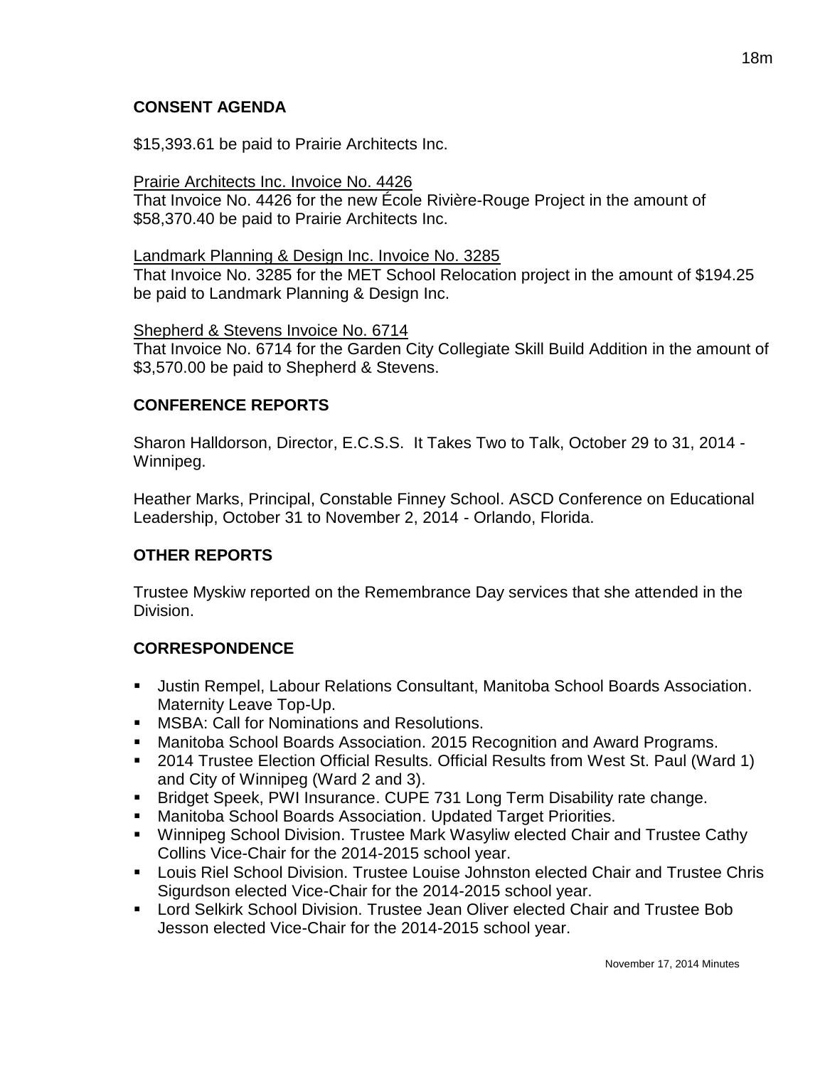## CONSENT AGENDA

$15,393.61 be paid to Prairie Architects Inc.

Prairie Architects Inc. Invoice No. 4426
That Invoice No. 4426 for the new École Rivière-Rouge Project in the amount of $58,370.40 be paid to Prairie Architects Inc.

Landmark Planning & Design Inc. Invoice No. 3285
That Invoice No. 3285 for the MET School Relocation project in the amount of $194.25 be paid to Landmark Planning & Design Inc.

Shepherd & Stevens Invoice No. 6714
That Invoice No. 6714 for the Garden City Collegiate Skill Build Addition in the amount of $3,570.00 be paid to Shepherd & Stevens.

## CONFERENCE REPORTS

Sharon Halldorson, Director, E.C.S.S. It Takes Two to Talk, October 29 to 31, 2014 - Winnipeg.

Heather Marks, Principal, Constable Finney School. ASCD Conference on Educational Leadership, October 31 to November 2, 2014 - Orlando, Florida.

## OTHER REPORTS

Trustee Myskiw reported on the Remembrance Day services that she attended in the Division.

## CORRESPONDENCE

- Justin Rempel, Labour Relations Consultant, Manitoba School Boards Association. Maternity Leave Top-Up.
- MSBA: Call for Nominations and Resolutions.
- Manitoba School Boards Association. 2015 Recognition and Award Programs.
- 2014 Trustee Election Official Results. Official Results from West St. Paul (Ward 1) and City of Winnipeg (Ward 2 and 3).
- Bridget Speek, PWI Insurance. CUPE 731 Long Term Disability rate change.
- Manitoba School Boards Association. Updated Target Priorities.
- Winnipeg School Division. Trustee Mark Wasyliw elected Chair and Trustee Cathy Collins Vice-Chair for the 2014-2015 school year.
- Louis Riel School Division. Trustee Louise Johnston elected Chair and Trustee Chris Sigurdson elected Vice-Chair for the 2014-2015 school year.
- Lord Selkirk School Division. Trustee Jean Oliver elected Chair and Trustee Bob Jesson elected Vice-Chair for the 2014-2015 school year.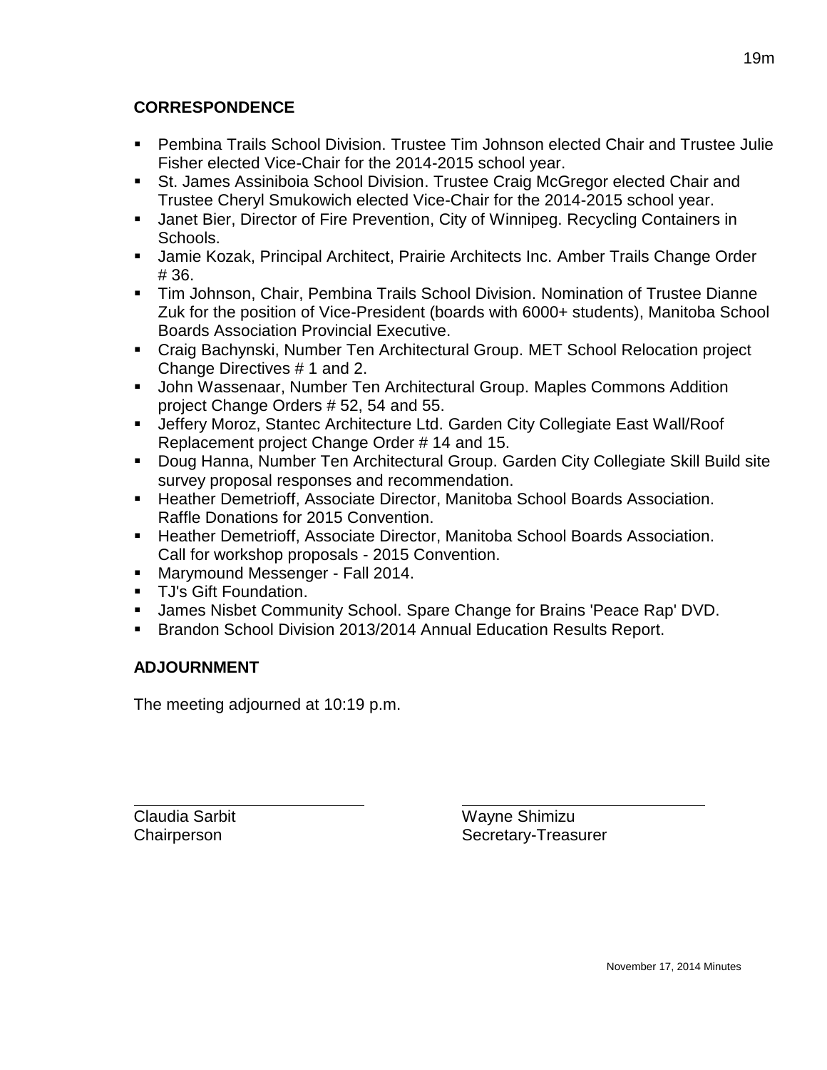## CORRESPONDENCE

- Pembina Trails School Division. Trustee Tim Johnson elected Chair and Trustee Julie Fisher elected Vice-Chair for the 2014-2015 school year.
- St. James Assiniboia School Division. Trustee Craig McGregor elected Chair and Trustee Cheryl Smukowich elected Vice-Chair for the 2014-2015 school year.
- Janet Bier, Director of Fire Prevention, City of Winnipeg. Recycling Containers in Schools.
- Jamie Kozak, Principal Architect, Prairie Architects Inc. Amber Trails Change Order # 36.
- Tim Johnson, Chair, Pembina Trails School Division. Nomination of Trustee Dianne Zuk for the position of Vice-President (boards with 6000+ students), Manitoba School Boards Association Provincial Executive.
- Craig Bachynski, Number Ten Architectural Group. MET School Relocation project Change Directives # 1 and 2.
- John Wassenaar, Number Ten Architectural Group. Maples Commons Addition project Change Orders # 52, 54 and 55.
- Jeffery Moroz, Stantec Architecture Ltd. Garden City Collegiate East Wall/Roof Replacement project Change Order # 14 and 15.
- Doug Hanna, Number Ten Architectural Group. Garden City Collegiate Skill Build site survey proposal responses and recommendation.
- Heather Demetrioff, Associate Director, Manitoba School Boards Association. Raffle Donations for 2015 Convention.
- Heather Demetrioff, Associate Director, Manitoba School Boards Association. Call for workshop proposals - 2015 Convention.
- Marymound Messenger - Fall 2014.
- TJ's Gift Foundation.
- James Nisbet Community School. Spare Change for Brains 'Peace Rap' DVD.
- Brandon School Division 2013/2014 Annual Education Results Report.

## ADJOURNMENT

The meeting adjourned at 10:19 p.m.

| | |
|---|---|
| Claudia Sarbit | Wayne Shimizu |
| Chairperson | Secretary-Treasurer |